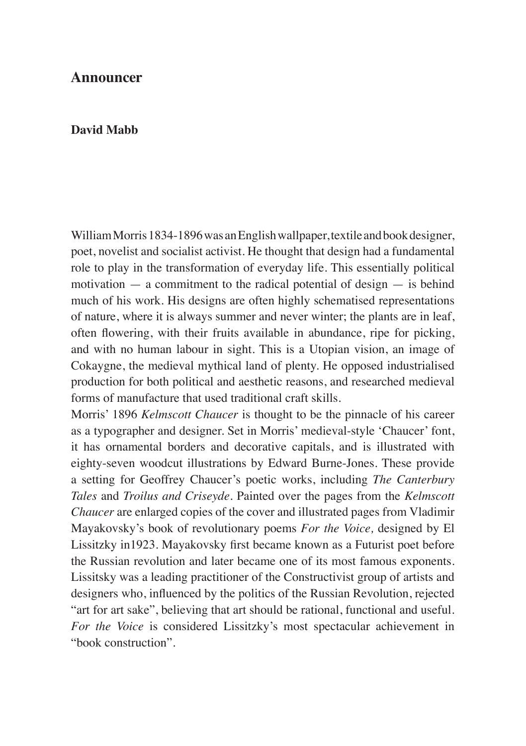# Announcer

**David Mabb**

William Morris 1834-1896 was an English wallpaper, textile and book designer, poet, novelist and socialist activist. He thought that design had a fundamental role to play in the transformation of everyday life. This essentially political motivation — a commitment to the radical potential of design — is behind much of his work. His designs are often highly schematised representations of nature, where it is always summer and never winter; the plants are in leaf, often flowering, with their fruits available in abundance, ripe for picking, and with no human labour in sight. This is a Utopian vision, an image of Cokaygne, the medieval mythical land of plenty. He opposed industrialised production for both political and aesthetic reasons, and researched medieval forms of manufacture that used traditional craft skills.

Morris' 1896 *Kelmscott Chaucer* is thought to be the pinnacle of his career as a typographer and designer. Set in Morris' medieval-style 'Chaucer' font, it has ornamental borders and decorative capitals, and is illustrated with eighty-seven woodcut illustrations by Edward Burne-Jones. These provide a setting for Geoffrey Chaucer's poetic works, including *The Canterbury Tales* and *Troilus and Criseyde*. Painted over the pages from the *Kelmscott Chaucer* are enlarged copies of the cover and illustrated pages from Vladimir Mayakovsky's book of revolutionary poems *For the Voice,* designed by El Lissitzky in1923. Mayakovsky first became known as a Futurist poet before the Russian revolution and later became one of its most famous exponents. Lissitsky was a leading practitioner of the Constructivist group of artists and designers who, influenced by the politics of the Russian Revolution, rejected "art for art sake", believing that art should be rational, functional and useful. *For the Voice* is considered Lissitzky's most spectacular achievement in "book construction".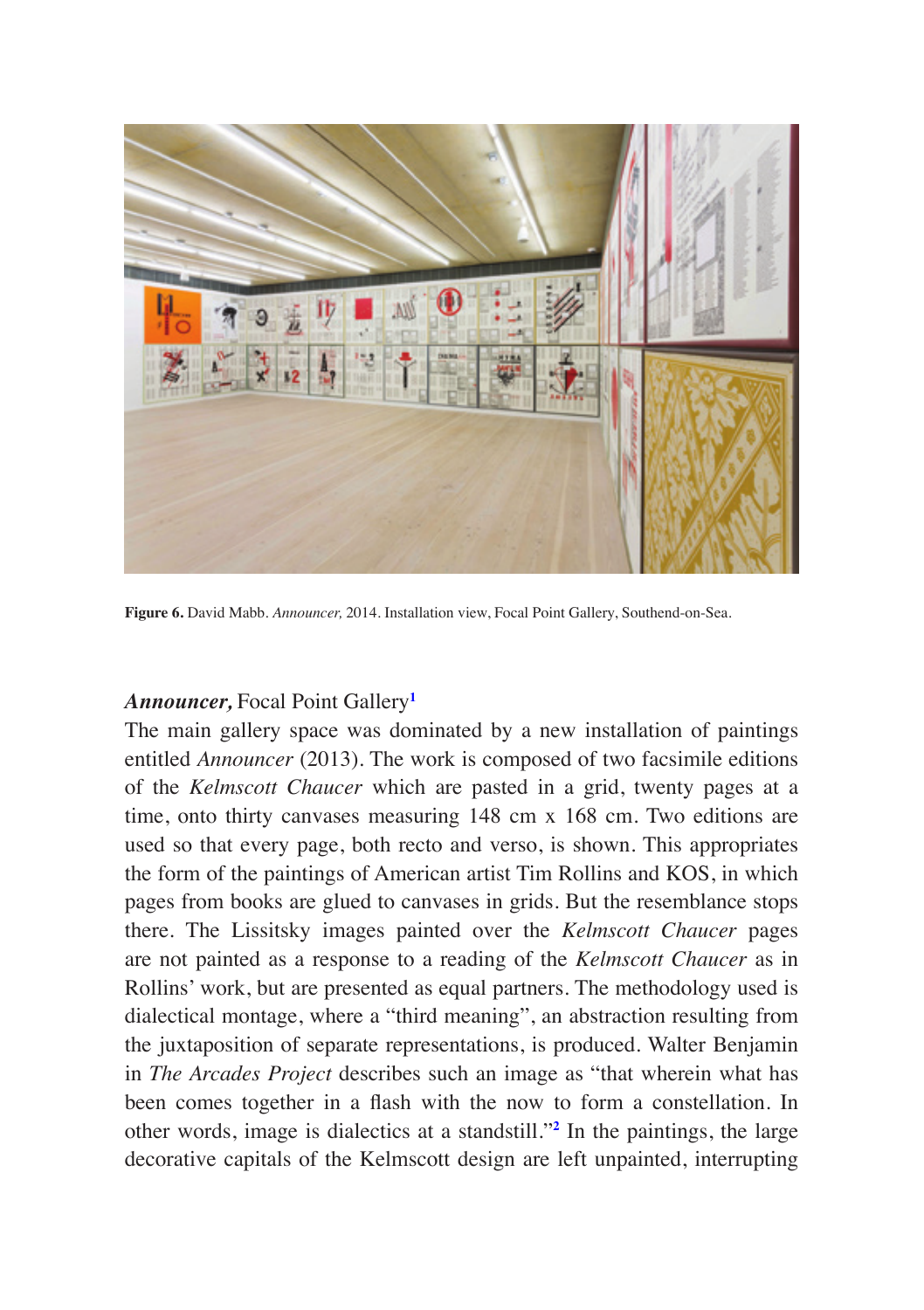**Figure 6.** David Mabb. *Announcer,* 2014. Installation view, Focal Point Gallery, Southend-on-Sea.

### ***Announcer,*** Focal Point Gallery[1]

The main gallery space was dominated by a new installation of paintings entitled *Announcer* (2013). The work is composed of two facsimile editions of the *Kelmscott Chaucer* which are pasted in a grid, twenty pages at a time, onto thirty canvases measuring 148 cm x 168 cm. Two editions are used so that every page, both recto and verso, is shown. This appropriates the form of the paintings of American artist Tim Rollins and KOS, in which pages from books are glued to canvases in grids. But the resemblance stops there. The Lissitsky images painted over the *Kelmscott Chaucer* pages are not painted as a response to a reading of the *Kelmscott Chaucer* as in Rollins' work, but are presented as equal partners. The methodology used is dialectical montage, where a "third meaning", an abstraction resulting from the juxtaposition of separate representations, is produced. Walter Benjamin in *The Arcades Project* describes such an image as "that wherein what has been comes together in a flash with the now to form a constellation. In other words, image is dialectics at a standstill."[2] In the paintings, the large decorative capitals of the Kelmscott design are left unpainted, interrupting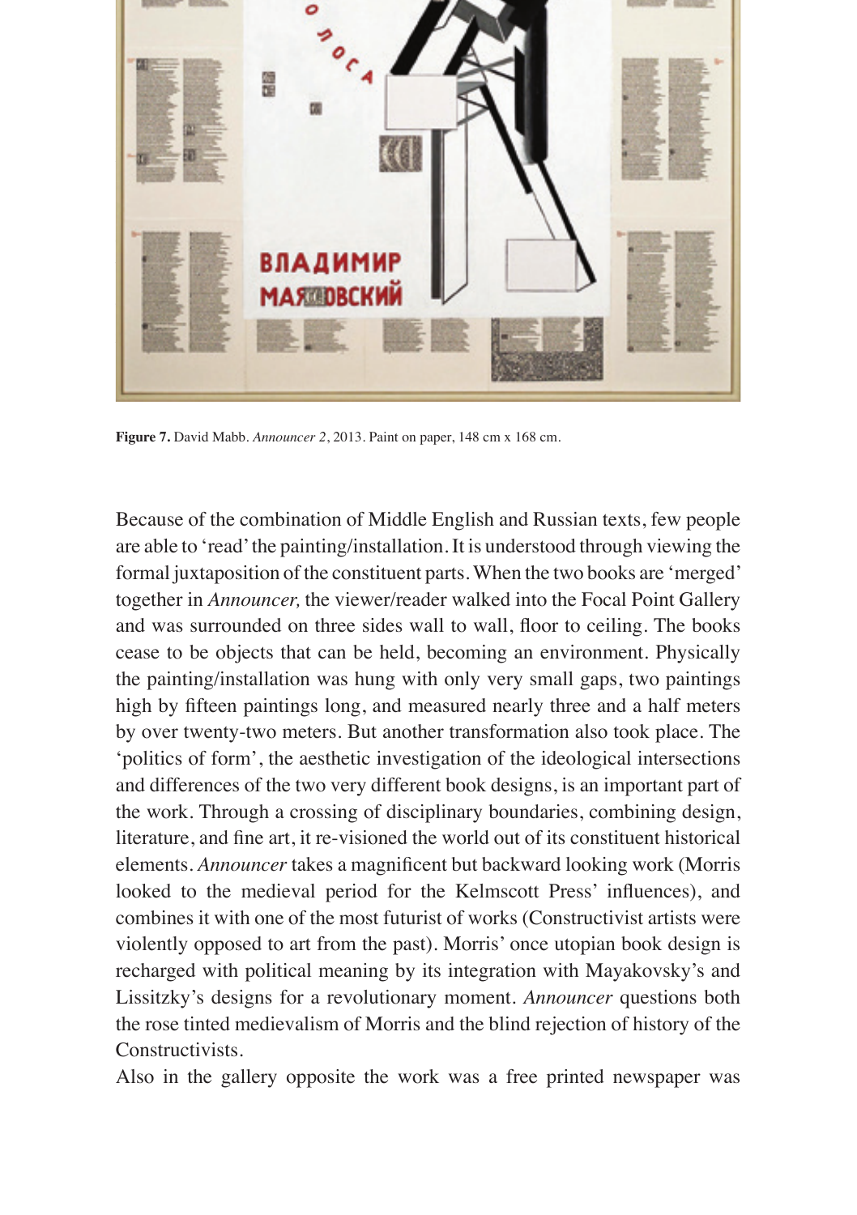**Figure 7.** David Mabb. *Announcer 2*, 2013. Paint on paper, 148 cm x 168 cm.

Because of the combination of Middle English and Russian texts, few people are able to 'read' the painting/installation. It is understood through viewing the formal juxtaposition of the constituent parts. When the two books are 'merged' together in *Announcer,* the viewer/reader walked into the Focal Point Gallery and was surrounded on three sides wall to wall, floor to ceiling. The books cease to be objects that can be held, becoming an environment. Physically the painting/installation was hung with only very small gaps, two paintings high by fifteen paintings long, and measured nearly three and a half meters by over twenty-two meters. But another transformation also took place. The 'politics of form', the aesthetic investigation of the ideological intersections and differences of the two very different book designs, is an important part of the work. Through a crossing of disciplinary boundaries, combining design, literature, and fine art, it re-visioned the world out of its constituent historical elements. *Announcer* takes a magnificent but backward looking work (Morris looked to the medieval period for the Kelmscott Press' influences), and combines it with one of the most futurist of works (Constructivist artists were violently opposed to art from the past). Morris' once utopian book design is recharged with political meaning by its integration with Mayakovsky's and Lissitzky's designs for a revolutionary moment. *Announcer* questions both the rose tinted medievalism of Morris and the blind rejection of history of the Constructivists.

Also in the gallery opposite the work was a free printed newspaper was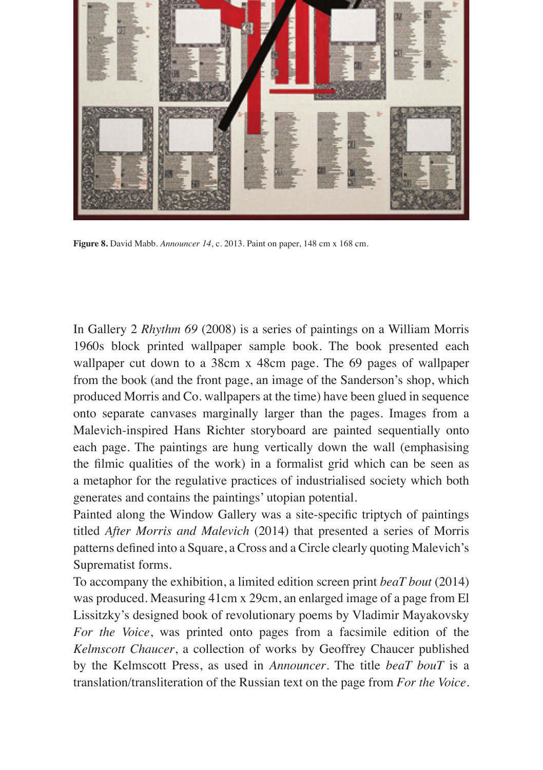**Figure 8.** David Mabb. *Announcer 14*, c. 2013. Paint on paper, 148 cm x 168 cm.

In Gallery 2 *Rhythm 69* (2008) is a series of paintings on a William Morris 1960s block printed wallpaper sample book. The book presented each wallpaper cut down to a 38cm x 48cm page. The 69 pages of wallpaper from the book (and the front page, an image of the Sanderson's shop, which produced Morris and Co. wallpapers at the time) have been glued in sequence onto separate canvases marginally larger than the pages. Images from a Malevich-inspired Hans Richter storyboard are painted sequentially onto each page. The paintings are hung vertically down the wall (emphasising the filmic qualities of the work) in a formalist grid which can be seen as a metaphor for the regulative practices of industrialised society which both generates and contains the paintings' utopian potential.

Painted along the Window Gallery was a site-specific triptych of paintings titled *After Morris and Malevich* (2014) that presented a series of Morris patterns defined into a Square, a Cross and a Circle clearly quoting Malevich's Suprematist forms.

To accompany the exhibition, a limited edition screen print *beaT bout* (2014) was produced. Measuring 41cm x 29cm, an enlarged image of a page from El Lissitzky's designed book of revolutionary poems by Vladimir Mayakovsky *For the Voice*, was printed onto pages from a facsimile edition of the *Kelmscott Chaucer*, a collection of works by Geoffrey Chaucer published by the Kelmscott Press, as used in *Announcer*. The title *beaT bouT* is a translation/transliteration of the Russian text on the page from *For the Voice*.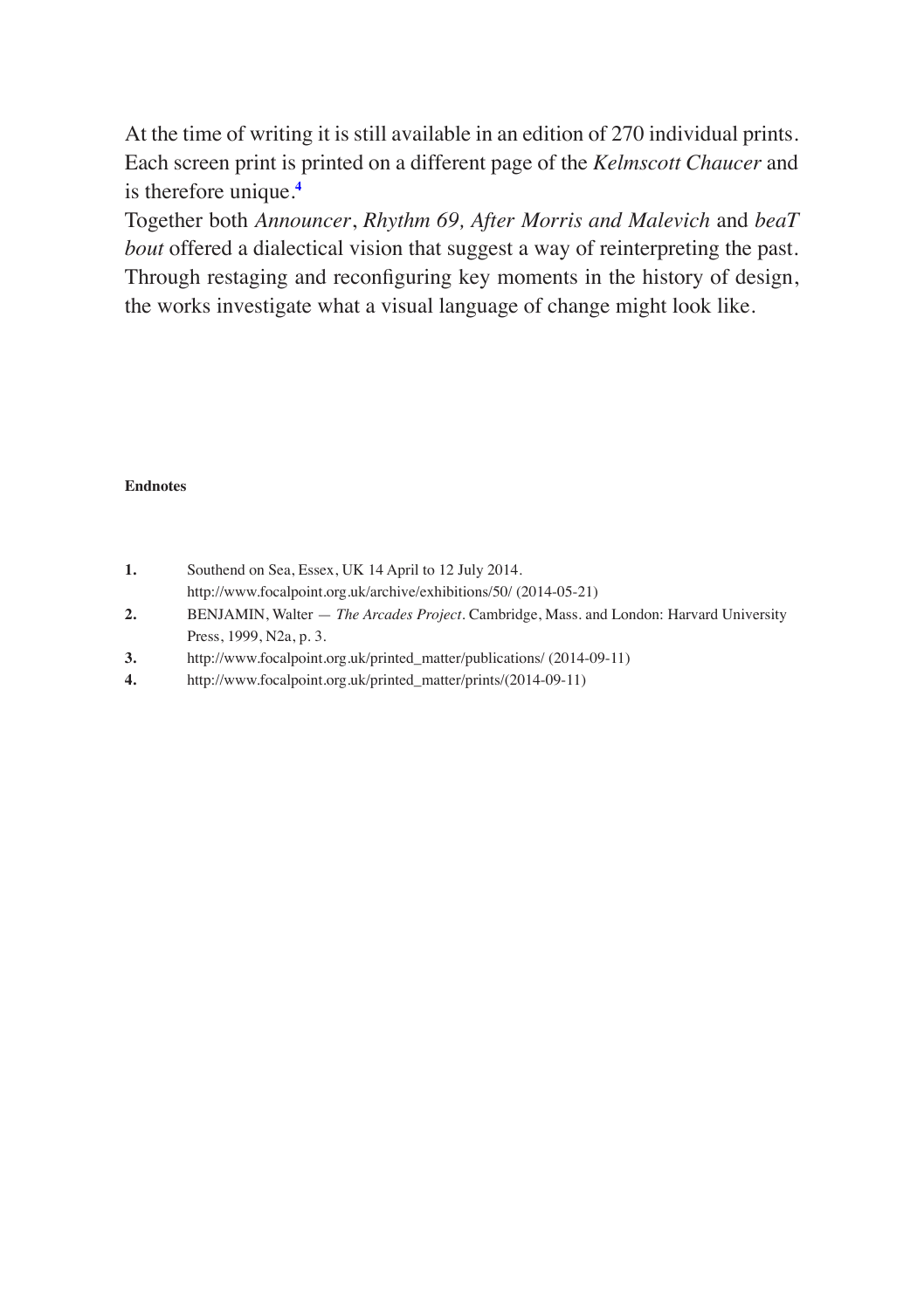At the time of writing it is still available in an edition of 270 individual prints. Each screen print is printed on a different page of the *Kelmscott Chaucer* and is therefore unique.[4]

Together both *Announcer*, *Rhythm 69, After Morris and Malevich* and *beaT bout* offered a dialectical vision that suggest a way of reinterpreting the past. Through restaging and reconfiguring key moments in the history of design, the works investigate what a visual language of change might look like.

**Endnotes**

**1.** Southend on Sea, Essex, UK 14 April to 12 July 2014. http://www.focalpoint.org.uk/archive/exhibitions/50/ (2014-05-21)

**2.** BENJAMIN, Walter — *The Arcades Project*. Cambridge, Mass. and London: Harvard University Press, 1999, N2a, p. 3.

**3.** http://www.focalpoint.org.uk/printed_matter/publications/ (2014-09-11)

**4.** http://www.focalpoint.org.uk/printed_matter/prints/(2014-09-11)